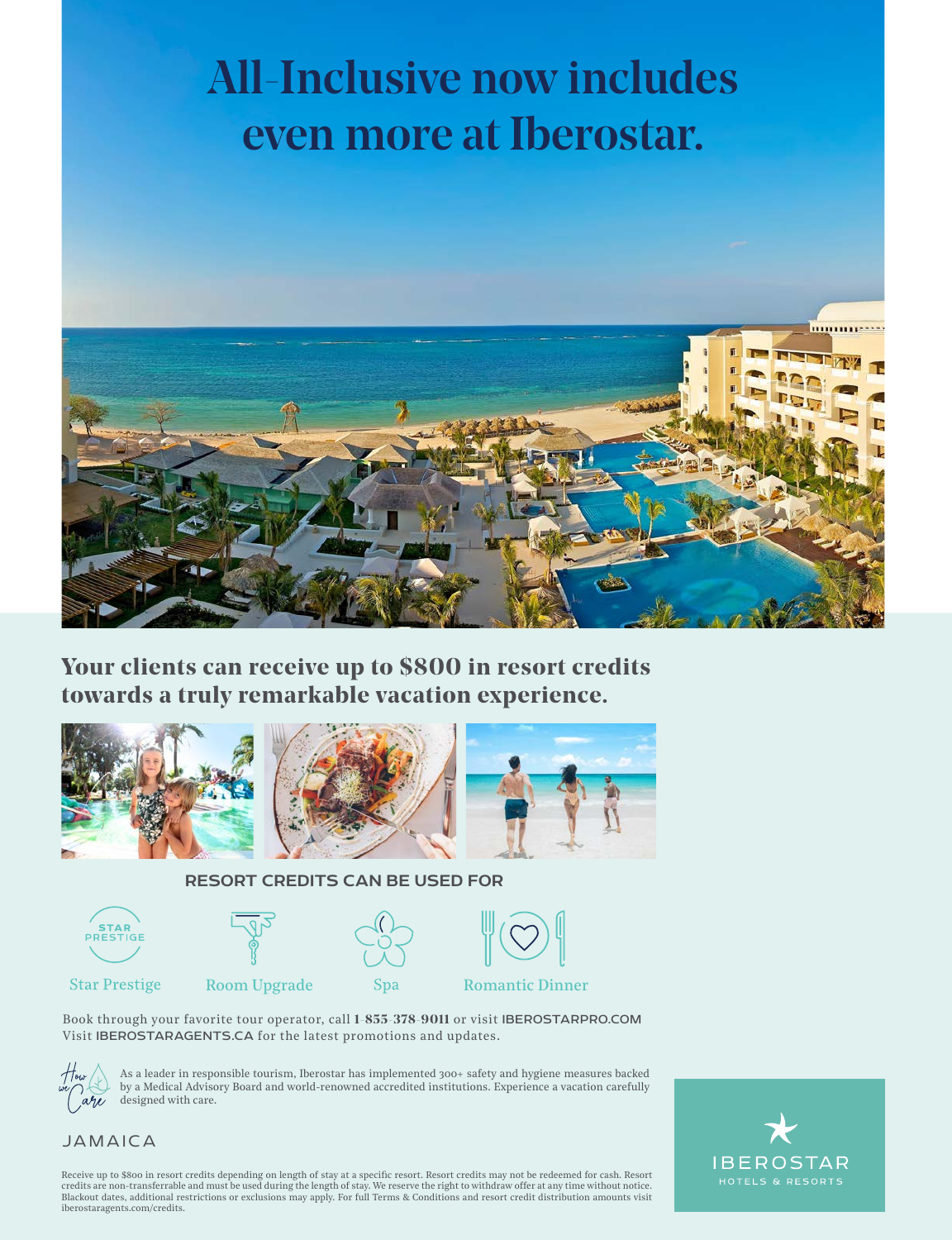# All-Inclusive now includes even more at Iberostar.

## Your clients can receive up to $800 in resort credits towards a truly remarkable vacation experience.

### RESORT CREDITS CAN BE USED FOR

- Star Prestige
- Room Upgrade
- Spa
- Romantic Dinner

Book through your favorite tour operator, call **1-855-378-9011** or visit IBEROSTARPRO.COM
Visit IBEROSTARAGENTS.CA for the latest promotions and updates.

How we Care

As a leader in responsible tourism, Iberostar has implemented 300+ safety and hygiene measures backed by a Medical Advisory Board and world-renowned accredited institutions. Experience a vacation carefully designed with care.

JAMAICA

Receive up to $800 in resort credits depending on length of stay at a specific resort. Resort credits may not be redeemed for cash. Resort credits are non-transferrable and must be used during the length of stay. We reserve the right to withdraw offer at any time without notice. Blackout dates, additional restrictions or exclusions may apply. For full Terms & Conditions and resort credit distribution amounts visit iberostaragents.com/credits.

IBEROSTAR HOTELS & RESORTS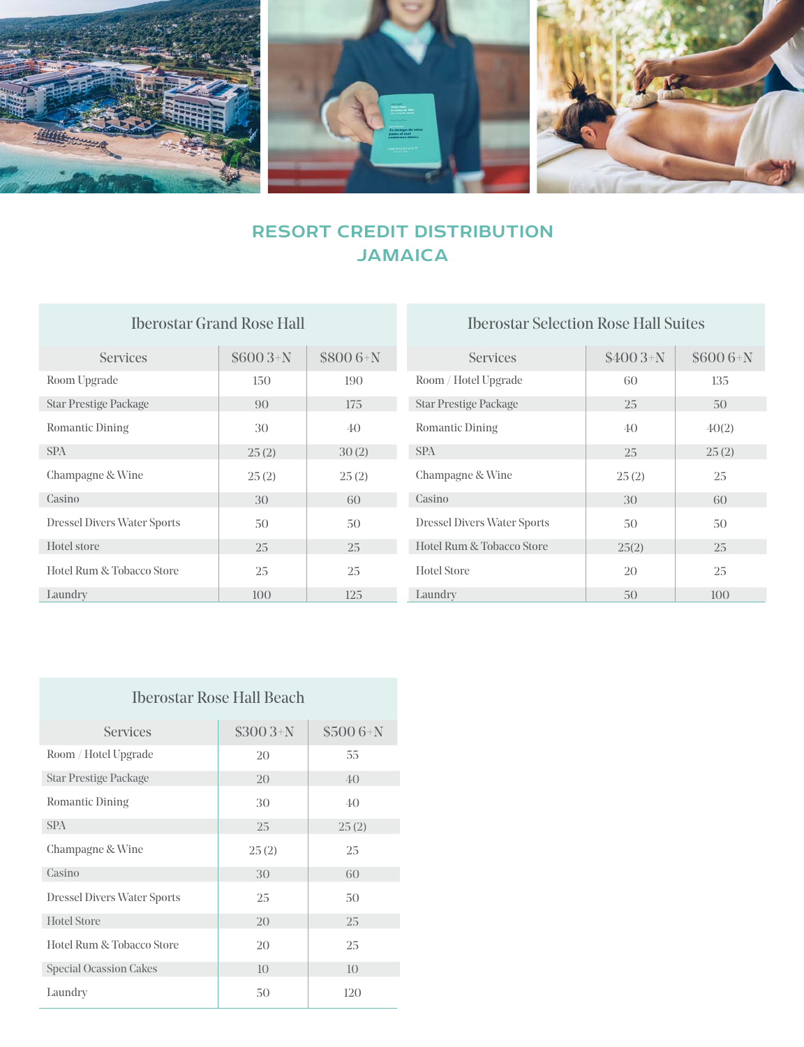# RESORT CREDIT DISTRIBUTION JAMAICA

## Iberostar Grand Rose Hall

| Services | $600 3+N | $800 6+N |
|---|---|---|
| Room Upgrade | 150 | 190 |
| Star Prestige Package | 90 | 175 |
| Romantic Dining | 30 | 40 |
| SPA | 25 (2) | 30 (2) |
| Champagne & Wine | 25 (2) | 25 (2) |
| Casino | 30 | 60 |
| Dressel Divers Water Sports | 50 | 50 |
| Hotel store | 25 | 25 |
| Hotel Rum & Tobacco Store | 25 | 25 |
| Laundry | 100 | 125 |

## Iberostar Selection Rose Hall Suites

| Services | $400 3+N | $600 6+N |
|---|---|---|
| Room / Hotel Upgrade | 60 | 135 |
| Star Prestige Package | 25 | 50 |
| Romantic Dining | 40 | 40(2) |
| SPA | 25 | 25 (2) |
| Champagne & Wine | 25 (2) | 25 |
| Casino | 30 | 60 |
| Dressel Divers Water Sports | 50 | 50 |
| Hotel Rum & Tobacco Store | 25(2) | 25 |
| Hotel Store | 20 | 25 |
| Laundry | 50 | 100 |

## Iberostar Rose Hall Beach

| Services | $300 3+N | $500 6+N |
|---|---|---|
| Room / Hotel Upgrade | 20 | 55 |
| Star Prestige Package | 20 | 40 |
| Romantic Dining | 30 | 40 |
| SPA | 25 | 25 (2) |
| Champagne & Wine | 25 (2) | 25 |
| Casino | 30 | 60 |
| Dressel Divers Water Sports | 25 | 50 |
| Hotel Store | 20 | 25 |
| Hotel Rum & Tobacco Store | 20 | 25 |
| Special Ocassion Cakes | 10 | 10 |
| Laundry | 50 | 120 |